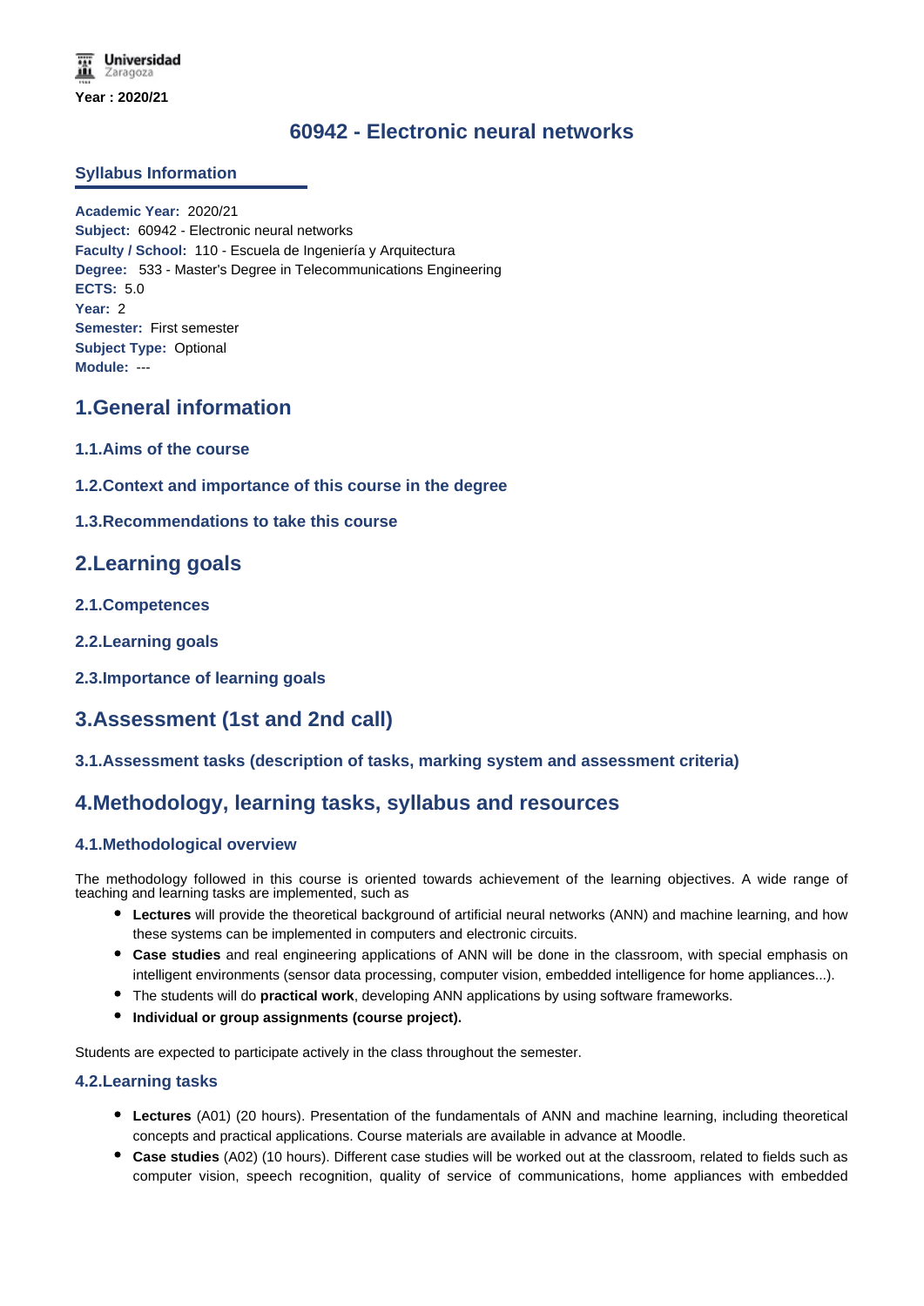Year : 2020/21

# 60942 - Electronic neural networks

## Syllabus Information

**Academic Year:** 2020/21
**Subject:** 60942 - Electronic neural networks
**Faculty / School:** 110 - Escuela de Ingeniería y Arquitectura
**Degree:** 533 - Master's Degree in Telecommunications Engineering
**ECTS:** 5.0
**Year:** 2
**Semester:** First semester
**Subject Type:** Optional
**Module:** ---

## 1.General information

### 1.1.Aims of the course

### 1.2.Context and importance of this course in the degree

### 1.3.Recommendations to take this course

## 2.Learning goals

### 2.1.Competences

### 2.2.Learning goals

### 2.3.Importance of learning goals

## 3.Assessment (1st and 2nd call)

### 3.1.Assessment tasks (description of tasks, marking system and assessment criteria)

## 4.Methodology, learning tasks, syllabus and resources

### 4.1.Methodological overview

The methodology followed in this course is oriented towards achievement of the learning objectives. A wide range of teaching and learning tasks are implemented, such as

- **Lectures** will provide the theoretical background of artificial neural networks (ANN) and machine learning, and how these systems can be implemented in computers and electronic circuits.
- **Case studies** and real engineering applications of ANN will be done in the classroom, with special emphasis on intelligent environments (sensor data processing, computer vision, embedded intelligence for home appliances...).
- The students will do **practical work**, developing ANN applications by using software frameworks.
- **Individual or group assignments (course project).**

Students are expected to participate actively in the class throughout the semester.

### 4.2.Learning tasks

- **Lectures** (A01) (20 hours). Presentation of the fundamentals of ANN and machine learning, including theoretical concepts and practical applications. Course materials are available in advance at Moodle.
- **Case studies** (A02) (10 hours). Different case studies will be worked out at the classroom, related to fields such as computer vision, speech recognition, quality of service of communications, home appliances with embedded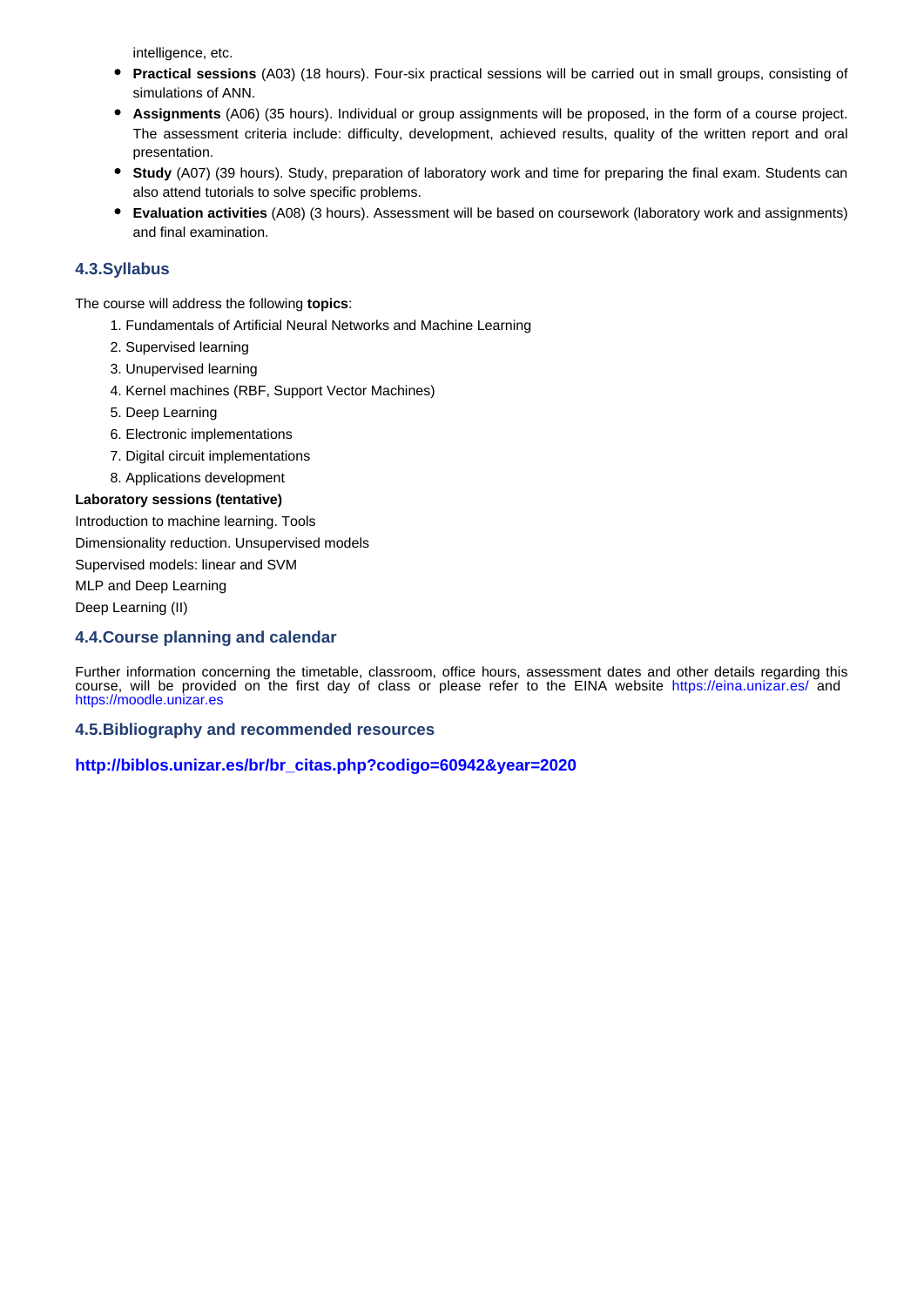intelligence, etc.

- **Practical sessions** (A03) (18 hours). Four-six practical sessions will be carried out in small groups, consisting of simulations of ANN.
- **Assignments** (A06) (35 hours). Individual or group assignments will be proposed, in the form of a course project. The assessment criteria include: difficulty, development, achieved results, quality of the written report and oral presentation.
- **Study** (A07) (39 hours). Study, preparation of laboratory work and time for preparing the final exam. Students can also attend tutorials to solve specific problems.
- **Evaluation activities** (A08) (3 hours). Assessment will be based on coursework (laboratory work and assignments) and final examination.

### 4.3.Syllabus

The course will address the following **topics**:

1. Fundamentals of Artificial Neural Networks and Machine Learning
2. Supervised learning
3. Unupervised learning
4. Kernel machines (RBF, Support Vector Machines)
5. Deep Learning
6. Electronic implementations
7. Digital circuit implementations
8. Applications development

**Laboratory sessions (tentative)**

Introduction to machine learning. Tools

Dimensionality reduction. Unsupervised models

Supervised models: linear and SVM

MLP and Deep Learning

Deep Learning (II)

### 4.4.Course planning and calendar

Further information concerning the timetable, classroom, office hours, assessment dates and other details regarding this course, will be provided on the first day of class or please refer to the EINA website https://eina.unizar.es/ and https://moodle.unizar.es

### 4.5.Bibliography and recommended resources

**http://biblos.unizar.es/br/br_citas.php?codigo=60942&year=2020**